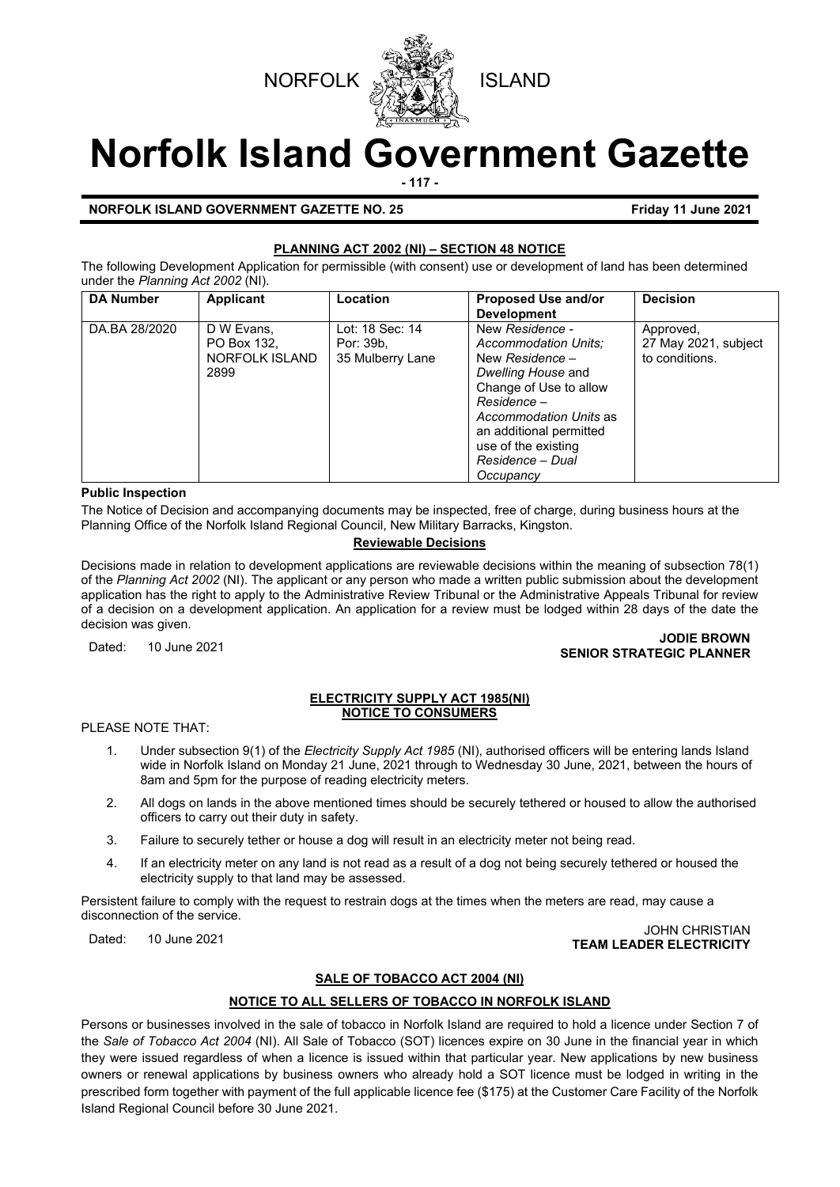NORFOLK ISLAND

# Norfolk Island Government Gazette

**NORFOLK ISLAND GOVERNMENT GAZETTE NO. 25** **Friday 11 June 2021**

## PLANNING ACT 2002 (NI) – SECTION 48 NOTICE

The following Development Application for permissible (with consent) use or development of land has been determined under the *Planning Act 2002* (NI).

| DA Number | Applicant | Location | Proposed Use and/or Development | Decision |
|---|---|---|---|---|
| DA.BA 28/2020 | D W Evans, PO Box 132, NORFOLK ISLAND 2899 | Lot: 18 Sec: 14 Por: 39b, 35 Mulberry Lane | New *Residence - Accommodation Units;* New *Residence – Dwelling House* and Change of Use to allow *Residence – Accommodation Units* as an additional permitted use of the existing *Residence – Dual Occupancy* | Approved, 27 May 2021, subject to conditions. |

**Public Inspection**

The Notice of Decision and accompanying documents may be inspected, free of charge, during business hours at the Planning Office of the Norfolk Island Regional Council, New Military Barracks, Kingston.

**Reviewable Decisions**

Decisions made in relation to development applications are reviewable decisions within the meaning of subsection 78(1) of the *Planning Act 2002* (NI). The applicant or any person who made a written public submission about the development application has the right to apply to the Administrative Review Tribunal or the Administrative Appeals Tribunal for review of a decision on a development application. An application for a review must be lodged within 28 days of the date the decision was given.

Dated: 10 June 2021

**JODIE BROWN**
**SENIOR STRATEGIC PLANNER**

## ELECTRICITY SUPPLY ACT 1985(NI)
## NOTICE TO CONSUMERS

PLEASE NOTE THAT:

1. Under subsection 9(1) of the *Electricity Supply Act 1985* (NI), authorised officers will be entering lands Island wide in Norfolk Island on Monday 21 June, 2021 through to Wednesday 30 June, 2021, between the hours of 8am and 5pm for the purpose of reading electricity meters.
2. All dogs on lands in the above mentioned times should be securely tethered or housed to allow the authorised officers to carry out their duty in safety.
3. Failure to securely tether or house a dog will result in an electricity meter not being read.
4. If an electricity meter on any land is not read as a result of a dog not being securely tethered or housed the electricity supply to that land may be assessed.

Persistent failure to comply with the request to restrain dogs at the times when the meters are read, may cause a disconnection of the service.

Dated: 10 June 2021

JOHN CHRISTIAN
**TEAM LEADER ELECTRICITY**

## SALE OF TOBACCO ACT 2004 (NI)

### NOTICE TO ALL SELLERS OF TOBACCO IN NORFOLK ISLAND

Persons or businesses involved in the sale of tobacco in Norfolk Island are required to hold a licence under Section 7 of the *Sale of Tobacco Act 2004* (NI). All Sale of Tobacco (SOT) licences expire on 30 June in the financial year in which they were issued regardless of when a licence is issued within that particular year. New applications by new business owners or renewal applications by business owners who already hold a SOT licence must be lodged in writing in the prescribed form together with payment of the full applicable licence fee ($175) at the Customer Care Facility of the Norfolk Island Regional Council before 30 June 2021.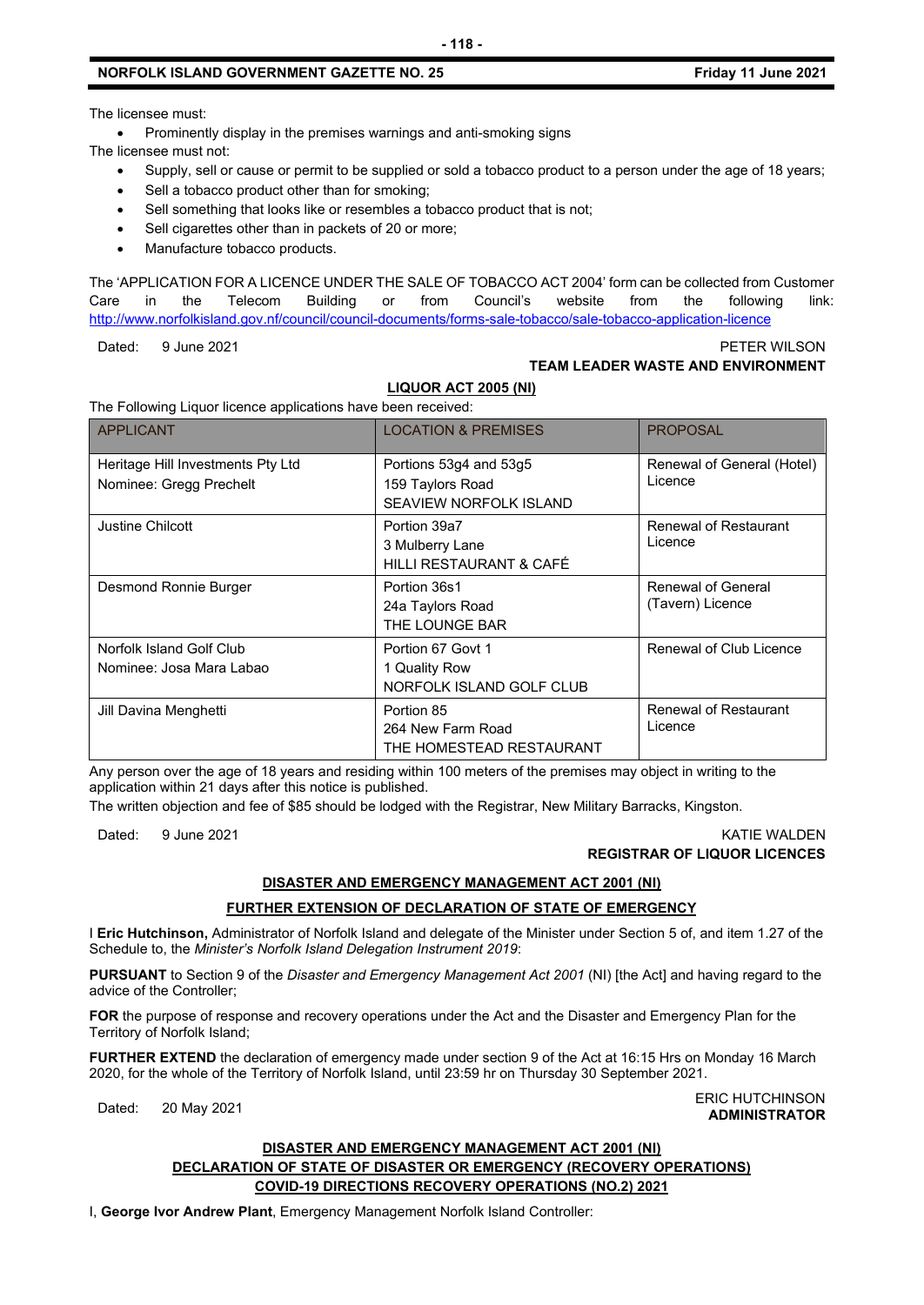The licensee must:

- Prominently display in the premises warnings and anti-smoking signs

The licensee must not:

- Supply, sell or cause or permit to be supplied or sold a tobacco product to a person under the age of 18 years;
- Sell a tobacco product other than for smoking;
- Sell something that looks like or resembles a tobacco product that is not;
- Sell cigarettes other than in packets of 20 or more;
- Manufacture tobacco products.

The 'APPLICATION FOR A LICENCE UNDER THE SALE OF TOBACCO ACT 2004' form can be collected from Customer Care in the Telecom Building or from Council's website from the following link: http://www.norfolkisland.gov.nf/council/council-documents/forms-sale-tobacco/sale-tobacco-application-licence

Dated: 9 June 2021

PETER WILSON
**TEAM LEADER WASTE AND ENVIRONMENT**

**LIQUOR ACT 2005 (NI)**

The Following Liquor licence applications have been received:

| APPLICANT | LOCATION & PREMISES | PROPOSAL |
|---|---|---|
| Heritage Hill Investments Pty Ltd<br>Nominee: Gregg Prechelt | Portions 53g4 and 53g5<br>159 Taylors Road<br>SEAVIEW NORFOLK ISLAND | Renewal of General (Hotel) Licence |
| Justine Chilcott | Portion 39a7<br>3 Mulberry Lane<br>HILLI RESTAURANT & CAFÉ | Renewal of Restaurant Licence |
| Desmond Ronnie Burger | Portion 36s1<br>24a Taylors Road<br>THE LOUNGE BAR | Renewal of General (Tavern) Licence |
| Norfolk Island Golf Club<br>Nominee: Josa Mara Labao | Portion 67 Govt 1<br>1 Quality Row<br>NORFOLK ISLAND GOLF CLUB | Renewal of Club Licence |
| Jill Davina Menghetti | Portion 85<br>264 New Farm Road<br>THE HOMESTEAD RESTAURANT | Renewal of Restaurant Licence |

Any person over the age of 18 years and residing within 100 meters of the premises may object in writing to the application within 21 days after this notice is published.

The written objection and fee of $85 should be lodged with the Registrar, New Military Barracks, Kingston.

Dated: 9 June 2021

KATIE WALDEN
**REGISTRAR OF LIQUOR LICENCES**

**DISASTER AND EMERGENCY MANAGEMENT ACT 2001 (NI)**

**FURTHER EXTENSION OF DECLARATION OF STATE OF EMERGENCY**

I **Eric Hutchinson,** Administrator of Norfolk Island and delegate of the Minister under Section 5 of, and item 1.27 of the Schedule to, the *Minister's Norfolk Island Delegation Instrument 2019*:

**PURSUANT** to Section 9 of the *Disaster and Emergency Management Act 2001* (NI) [the Act] and having regard to the advice of the Controller;

**FOR** the purpose of response and recovery operations under the Act and the Disaster and Emergency Plan for the Territory of Norfolk Island;

**FURTHER EXTEND** the declaration of emergency made under section 9 of the Act at 16:15 Hrs on Monday 16 March 2020, for the whole of the Territory of Norfolk Island, until 23:59 hr on Thursday 30 September 2021.

Dated: 20 May 2021

ERIC HUTCHINSON
**ADMINISTRATOR**

**DISASTER AND EMERGENCY MANAGEMENT ACT 2001 (NI)**
**DECLARATION OF STATE OF DISASTER OR EMERGENCY (RECOVERY OPERATIONS)**
**COVID-19 DIRECTIONS RECOVERY OPERATIONS (NO.2) 2021**

I, **George Ivor Andrew Plant**, Emergency Management Norfolk Island Controller: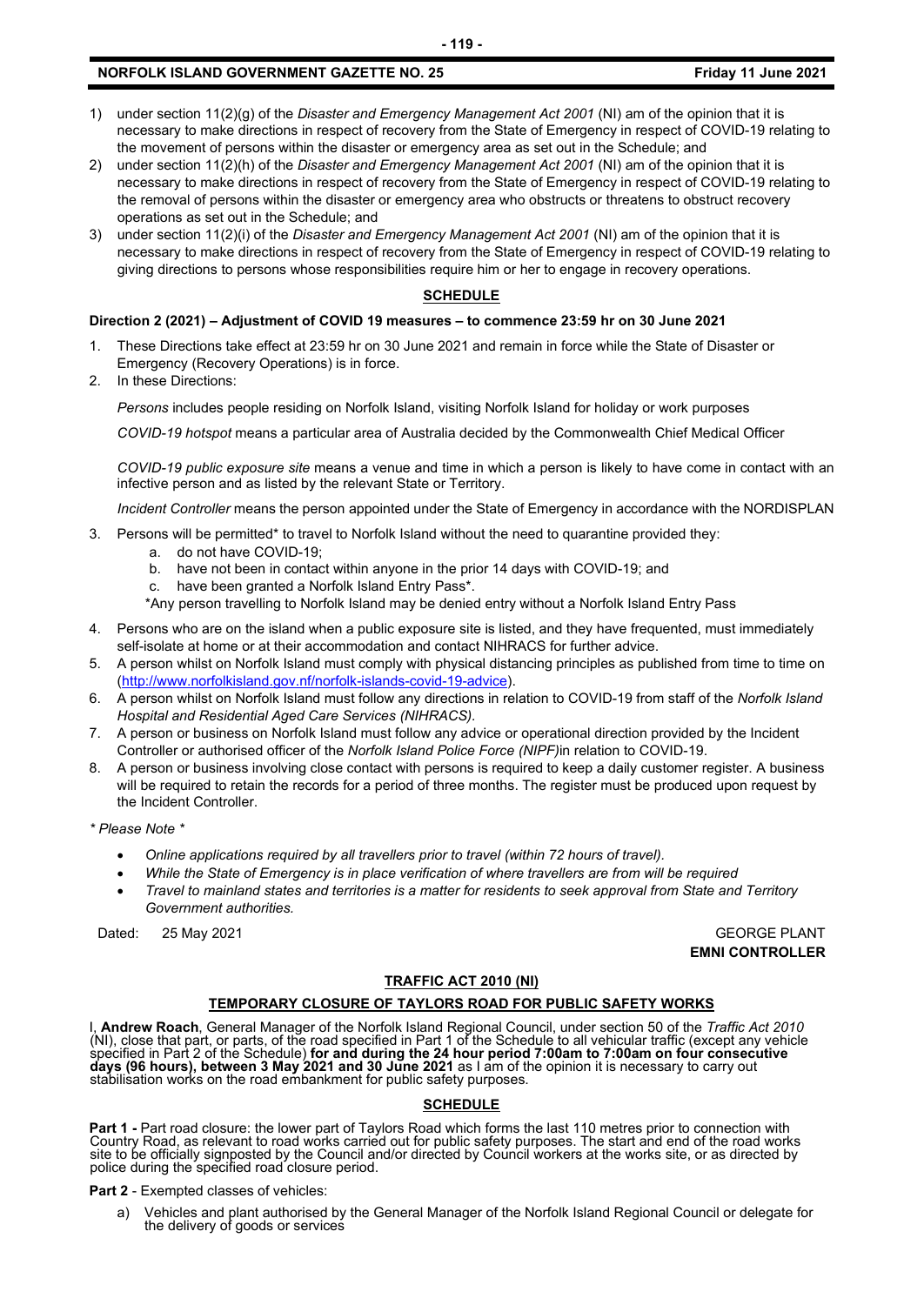1) under section 11(2)(g) of the *Disaster and Emergency Management Act 2001* (NI) am of the opinion that it is necessary to make directions in respect of recovery from the State of Emergency in respect of COVID-19 relating to the movement of persons within the disaster or emergency area as set out in the Schedule; and
2) under section 11(2)(h) of the *Disaster and Emergency Management Act 2001* (NI) am of the opinion that it is necessary to make directions in respect of recovery from the State of Emergency in respect of COVID-19 relating to the removal of persons within the disaster or emergency area who obstructs or threatens to obstruct recovery operations as set out in the Schedule; and
3) under section 11(2)(i) of the *Disaster and Emergency Management Act 2001* (NI) am of the opinion that it is necessary to make directions in respect of recovery from the State of Emergency in respect of COVID-19 relating to giving directions to persons whose responsibilities require him or her to engage in recovery operations.

## SCHEDULE

**Direction 2 (2021) – Adjustment of COVID 19 measures – to commence 23:59 hr on 30 June 2021**

1. These Directions take effect at 23:59 hr on 30 June 2021 and remain in force while the State of Disaster or Emergency (Recovery Operations) is in force.
2. In these Directions:

   *Persons* includes people residing on Norfolk Island, visiting Norfolk Island for holiday or work purposes

   *COVID-19 hotspot* means a particular area of Australia decided by the Commonwealth Chief Medical Officer

   *COVID-19 public exposure site* means a venue and time in which a person is likely to have come in contact with an infective person and as listed by the relevant State or Territory.

   *Incident Controller* means the person appointed under the State of Emergency in accordance with the NORDISPLAN
3. Persons will be permitted* to travel to Norfolk Island without the need to quarantine provided they:
   a. do not have COVID-19;
   b. have not been in contact within anyone in the prior 14 days with COVID-19; and
   c. have been granted a Norfolk Island Entry Pass*.

   *Any person travelling to Norfolk Island may be denied entry without a Norfolk Island Entry Pass
4. Persons who are on the island when a public exposure site is listed, and they have frequented, must immediately self-isolate at home or at their accommodation and contact NIHRACS for further advice.
5. A person whilst on Norfolk Island must comply with physical distancing principles as published from time to time on (http://www.norfolkisland.gov.nf/norfolk-islands-covid-19-advice).
6. A person whilst on Norfolk Island must follow any directions in relation to COVID-19 from staff of the *Norfolk Island Hospital and Residential Aged Care Services (NIHRACS).*
7. A person or business on Norfolk Island must follow any advice or operational direction provided by the Incident Controller or authorised officer of the *Norfolk Island Police Force (NIPF)*in relation to COVID-19.
8. A person or business involving close contact with persons is required to keep a daily customer register. A business will be required to retain the records for a period of three months. The register must be produced upon request by the Incident Controller.

*\* Please Note \**

- *Online applications required by all travellers prior to travel (within 72 hours of travel).*
- *While the State of Emergency is in place verification of where travellers are from will be required*
- *Travel to mainland states and territories is a matter for residents to seek approval from State and Territory Government authorities.*

Dated: 25 May 2021

GEORGE PLANT
**EMNI CONTROLLER**

## TRAFFIC ACT 2010 (NI)

## TEMPORARY CLOSURE OF TAYLORS ROAD FOR PUBLIC SAFETY WORKS

I, **Andrew Roach**, General Manager of the Norfolk Island Regional Council, under section 50 of the *Traffic Act 2010* (NI), close that part, or parts, of the road specified in Part 1 of the Schedule to all vehicular traffic (except any vehicle specified in Part 2 of the Schedule) **for and during the 24 hour period 7:00am to 7:00am on four consecutive days (96 hours), between 3 May 2021 and 30 June 2021** as I am of the opinion it is necessary to carry out stabilisation works on the road embankment for public safety purposes.

## SCHEDULE

**Part 1 -** Part road closure: the lower part of Taylors Road which forms the last 110 metres prior to connection with Country Road, as relevant to road works carried out for public safety purposes. The start and end of the road works site to be officially signposted by the Council and/or directed by Council workers at the works site, or as directed by police during the specified road closure period.

**Part 2** - Exempted classes of vehicles:

a) Vehicles and plant authorised by the General Manager of the Norfolk Island Regional Council or delegate for the delivery of goods or services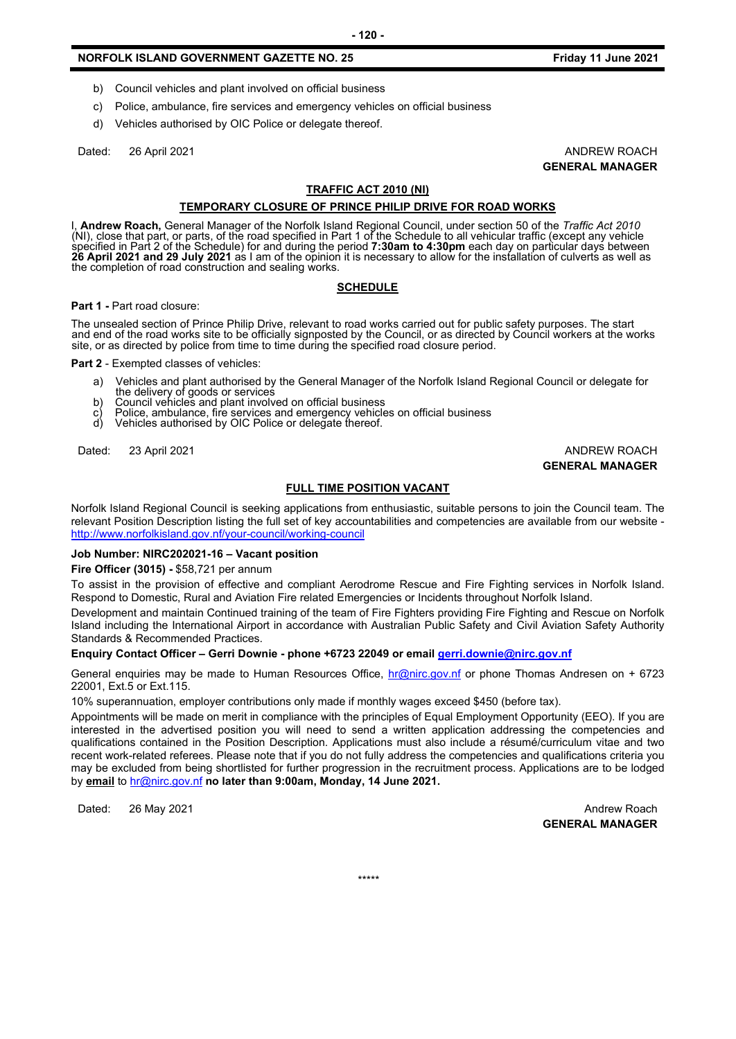b) Council vehicles and plant involved on official business

c) Police, ambulance, fire services and emergency vehicles on official business

d) Vehicles authorised by OIC Police or delegate thereof.

Dated: 26 April 2021

ANDREW ROACH
**GENERAL MANAGER**

## TRAFFIC ACT 2010 (NI)

### TEMPORARY CLOSURE OF PRINCE PHILIP DRIVE FOR ROAD WORKS

I, **Andrew Roach,** General Manager of the Norfolk Island Regional Council, under section 50 of the *Traffic Act 2010* (NI), close that part, or parts, of the road specified in Part 1 of the Schedule to all vehicular traffic (except any vehicle specified in Part 2 of the Schedule) for and during the period **7:30am to 4:30pm** each day on particular days between **26 April 2021 and 29 July 2021** as I am of the opinion it is necessary to allow for the installation of culverts as well as the completion of road construction and sealing works.

### SCHEDULE

**Part 1 -** Part road closure:

The unsealed section of Prince Philip Drive, relevant to road works carried out for public safety purposes. The start and end of the road works site to be officially signposted by the Council, or as directed by Council workers at the works site, or as directed by police from time to time during the specified road closure period.

**Part 2** - Exempted classes of vehicles:

a) Vehicles and plant authorised by the General Manager of the Norfolk Island Regional Council or delegate for the delivery of goods or services
b) Council vehicles and plant involved on official business
c) Police, ambulance, fire services and emergency vehicles on official business
d) Vehicles authorised by OIC Police or delegate thereof.

Dated: 23 April 2021

ANDREW ROACH
**GENERAL MANAGER**

## FULL TIME POSITION VACANT

Norfolk Island Regional Council is seeking applications from enthusiastic, suitable persons to join the Council team. The relevant Position Description listing the full set of key accountabilities and competencies are available from our website - http://www.norfolkisland.gov.nf/your-council/working-council

**Job Number: NIRC202021-16 – Vacant position**

**Fire Officer (3015) -** $58,721 per annum

To assist in the provision of effective and compliant Aerodrome Rescue and Fire Fighting services in Norfolk Island. Respond to Domestic, Rural and Aviation Fire related Emergencies or Incidents throughout Norfolk Island.

Development and maintain Continued training of the team of Fire Fighters providing Fire Fighting and Rescue on Norfolk Island including the International Airport in accordance with Australian Public Safety and Civil Aviation Safety Authority Standards & Recommended Practices.

**Enquiry Contact Officer – Gerri Downie - phone +6723 22049 or email gerri.downie@nirc.gov.nf**

General enquiries may be made to Human Resources Office, hr@nirc.gov.nf or phone Thomas Andresen on + 6723 22001, Ext.5 or Ext.115.

10% superannuation, employer contributions only made if monthly wages exceed $450 (before tax).

Appointments will be made on merit in compliance with the principles of Equal Employment Opportunity (EEO). If you are interested in the advertised position you will need to send a written application addressing the competencies and qualifications contained in the Position Description. Applications must also include a résumé/curriculum vitae and two recent work-related referees. Please note that if you do not fully address the competencies and qualifications criteria you may be excluded from being shortlisted for further progression in the recruitment process. Applications are to be lodged by **email** to hr@nirc.gov.nf **no later than 9:00am, Monday, 14 June 2021.**

Dated: 26 May 2021

Andrew Roach
**GENERAL MANAGER**

*****